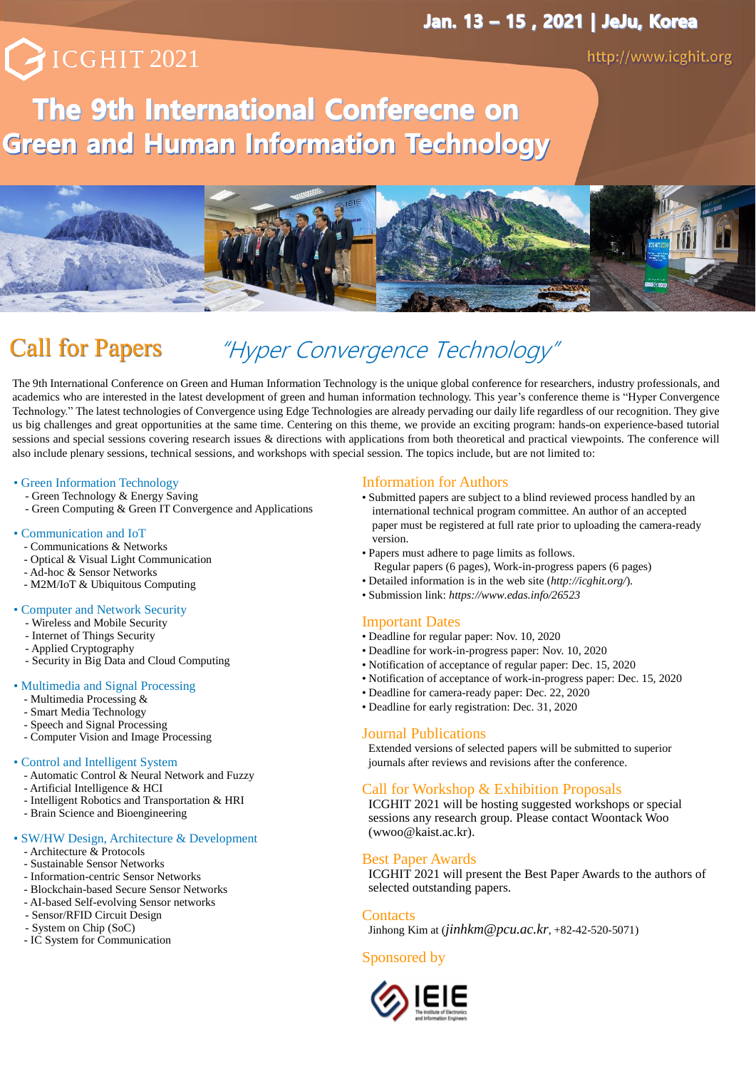Jan. 13 – 15 , 2021 | JeJu, Korea

ICGHIT 2021

http://www.icghit.org

# The 9th International Conferecne on Green and Human Information Technology

## Call for Papers

*"Hyper Convergence Technology"*

The 9th International Conference on Green and Human Information Technology is the unique global conference for researchers, industry professionals, and academics who are interested in the latest development of green and human information technology. This year's conference theme is "Hyper Convergence Technology." The latest technologies of Convergence using Edge Technologies are already pervading our daily life regardless of our recognition. They give us big challenges and great opportunities at the same time. Centering on this theme, we provide an exciting program: hands-on experience-based tutorial sessions and special sessions covering research issues & directions with applications from both theoretical and practical viewpoints. The conference will also include plenary sessions, technical sessions, and workshops with special session. The topics include, but are not limited to:

- Green Information Technology
  - Green Technology & Energy Saving
  - Green Computing & Green IT Convergence and Applications
- Communication and IoT
  - Communications & Networks
  - Optical & Visual Light Communication
  - Ad-hoc & Sensor Networks
  - M2M/IoT & Ubiquitous Computing
- Computer and Network Security
  - Wireless and Mobile Security
  - Internet of Things Security
  - Applied Cryptography
  - Security in Big Data and Cloud Computing
- Multimedia and Signal Processing
  - Multimedia Processing &
  - Smart Media Technology
  - Speech and Signal Processing
  - Computer Vision and Image Processing
- Control and Intelligent System
  - Automatic Control & Neural Network and Fuzzy
  - Artificial Intelligence & HCI
  - Intelligent Robotics and Transportation & HRI
  - Brain Science and Bioengineering
- SW/HW Design, Architecture & Development
  - Architecture & Protocols
  - Sustainable Sensor Networks
  - Information-centric Sensor Networks
  - Blockchain-based Secure Sensor Networks
  - AI-based Self-evolving Sensor networks
  - Sensor/RFID Circuit Design
  - System on Chip (SoC)
  - IC System for Communication

### Information for Authors

- Submitted papers are subject to a blind reviewed process handled by an international technical program committee. An author of an accepted paper must be registered at full rate prior to uploading the camera-ready version.
- Papers must adhere to page limits as follows.
  Regular papers (6 pages), Work-in-progress papers (6 pages)
- Detailed information is in the web site (*http://icghit.org/*).
- Submission link: *https://www.edas.info/26523*

### Important Dates

- Deadline for regular paper: Nov. 10, 2020
- Deadline for work-in-progress paper: Nov. 10, 2020
- Notification of acceptance of regular paper: Dec. 15, 2020
- Notification of acceptance of work-in-progress paper: Dec. 15, 2020
- Deadline for camera-ready paper: Dec. 22, 2020
- Deadline for early registration: Dec. 31, 2020

### Journal Publications

Extended versions of selected papers will be submitted to superior journals after reviews and revisions after the conference.

### Call for Workshop & Exhibition Proposals

ICGHIT 2021 will be hosting suggested workshops or special sessions any research group. Please contact Woontack Woo (wwoo@kaist.ac.kr).

### Best Paper Awards

ICGHIT 2021 will present the Best Paper Awards to the authors of selected outstanding papers.

### Contacts

Jinhong Kim at (*jinhkm@pcu.ac.kr*, +82-42-520-5071)

### Sponsored by

IEIE The Institute of Electronics and Information Engineers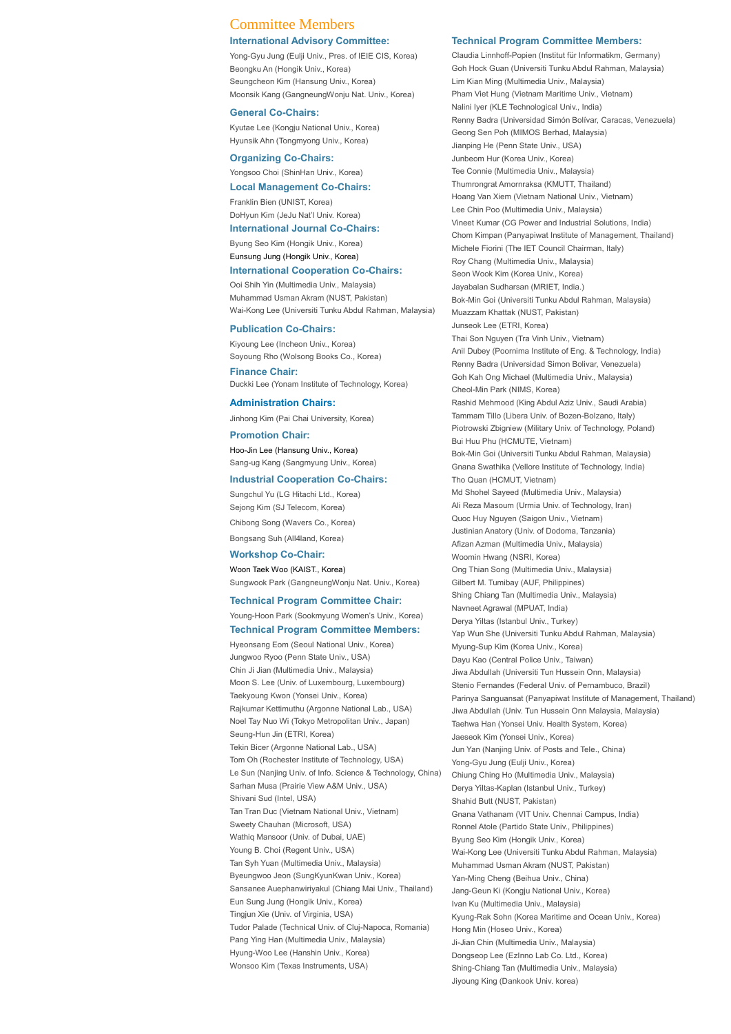# Committee Members

## International Advisory Committee:

Yong-Gyu Jung (Eulji Univ., Pres. of IEIE CIS, Korea)
Beongku An (Hongik Univ., Korea)
Seungcheon Kim (Hansung Univ., Korea)
Moonsik Kang (GangneungWonju Nat. Univ., Korea)

## General Co-Chairs:

Kyutae Lee (Kongju National Univ., Korea)
Hyunsik Ahn (Tongmyong Univ., Korea)

## Organizing Co-Chairs:

Yongsoo Choi (ShinHan Univ., Korea)

## Local Management Co-Chairs:

Franklin Bien (UNIST, Korea)
DoHyun Kim (JeJu Nat'l Univ. Korea)

## International Journal Co-Chairs:

Byung Seo Kim (Hongik Univ., Korea)
Eunsung Jung (Hongik Univ., Korea)

## International Cooperation Co-Chairs:

Ooi Shih Yin (Multimedia Univ., Malaysia)
Muhammad Usman Akram (NUST, Pakistan)
Wai-Kong Lee (Universiti Tunku Abdul Rahman, Malaysia)

## Publication Co-Chairs:

Kiyoung Lee (Incheon Univ., Korea)
Soyoung Rho (Wolsong Books Co., Korea)

## Finance Chair:

Duckki Lee (Yonam Institute of Technology, Korea)

## Administration Chairs:

Jinhong Kim (Pai Chai University, Korea)

## Promotion Chair:

Hoo-Jin Lee (Hansung Univ., Korea)
Sang-ug Kang (Sangmyung Univ., Korea)

## Industrial Cooperation Co-Chairs:

Sungchul Yu (LG Hitachi Ltd., Korea)
Sejong Kim (SJ Telecom, Korea)
Chibong Song (Wavers Co., Korea)
Bongsang Suh (All4land, Korea)

## Workshop Co-Chair:

Woon Taek Woo (KAIST., Korea)
Sungwook Park (GangneungWonju Nat. Univ., Korea)

## Technical Program Committee Chair:

Young-Hoon Park (Sookmyung Women's Univ., Korea)

## Technical Program Committee Members:

Hyeonsang Eom (Seoul National Univ., Korea)
Jungwoo Ryoo (Penn State Univ., USA)
Chin Ji Jian (Multimedia Univ., Malaysia)
Moon S. Lee (Univ. of Luxembourg, Luxembourg)
Taekyoung Kwon (Yonsei Univ., Korea)
Rajkumar Kettimuthu (Argonne National Lab., USA)
Noel Tay Nuo Wi (Tokyo Metropolitan Univ., Japan)
Seung-Hun Jin (ETRI, Korea)
Tekin Bicer (Argonne National Lab., USA)
Tom Oh (Rochester Institute of Technology, USA)
Le Sun (Nanjing Univ. of Info. Science & Technology, China)
Sarhan Musa (Prairie View A&M Univ., USA)
Shivani Sud (Intel, USA)
Tan Tran Duc (Vietnam National Univ., Vietnam)
Sweety Chauhan (Microsoft, USA)
Wathiq Mansoor (Univ. of Dubai, UAE)
Young B. Choi (Regent Univ., USA)
Tan Syh Yuan (Multimedia Univ., Malaysia)
Byeungwoo Jeon (SungKyunKwan Univ., Korea)
Sansanee Auephanwiriyakul (Chiang Mai Univ., Thailand)
Eun Sung Jung (Hongik Univ., Korea)
Tingjun Xie (Univ. of Virginia, USA)
Tudor Palade (Technical Univ. of Cluj-Napoca, Romania)
Pang Ying Han (Multimedia Univ., Malaysia)
Hyung-Woo Lee (Hanshin Univ., Korea)
Wonsoo Kim (Texas Instruments, USA)

## Technical Program Committee Members:

Claudia Linnhoff-Popien (Institut für Informatikm, Germany)
Goh Hock Guan (Universiti Tunku Abdul Rahman, Malaysia)
Lim Kian Ming (Multimedia Univ., Malaysia)
Pham Viet Hung (Vietnam Maritime Univ., Vietnam)
Nalini Iyer (KLE Technological Univ., India)
Renny Badra (Universidad Simón Bolívar, Caracas, Venezuela)
Geong Sen Poh (MIMOS Berhad, Malaysia)
Jianping He (Penn State Univ., USA)
Junbeom Hur (Korea Univ., Korea)
Tee Connie (Multimedia Univ., Malaysia)
Thumrongrat Amornraksa (KMUTT, Thailand)
Hoang Van Xiem (Vietnam National Univ., Vietnam)
Lee Chin Poo (Multimedia Univ., Malaysia)
Vineet Kumar (CG Power and Industrial Solutions, India)
Chom Kimpan (Panyapiwat Institute of Management, Thailand)
Michele Fiorini (The IET Council Chairman, Italy)
Roy Chang (Multimedia Univ., Malaysia)
Seon Wook Kim (Korea Univ., Korea)
Jayabalan Sudharsan (MRIET, India.)
Bok-Min Goi (Universiti Tunku Abdul Rahman, Malaysia)
Muazzam Khattak (NUST, Pakistan)
Junseok Lee (ETRI, Korea)
Thai Son Nguyen (Tra Vinh Univ., Vietnam)
Anil Dubey (Poornima Institute of Eng. & Technology, India)
Renny Badra (Universidad Simon Bolivar, Venezuela)
Goh Kah Ong Michael (Multimedia Univ., Malaysia)
Cheol-Min Park (NIMS, Korea)
Rashid Mehmood (King Abdul Aziz Univ., Saudi Arabia)
Tammam Tillo (Libera Univ. of Bozen-Bolzano, Italy)
Piotrowski Zbigniew (Military Univ. of Technology, Poland)
Bui Huu Phu (HCMUTE, Vietnam)
Bok-Min Goi (Universiti Tunku Abdul Rahman, Malaysia)
Gnana Swathika (Vellore Institute of Technology, India)
Tho Quan (HCMUT, Vietnam)
Md Shohel Sayeed (Multimedia Univ., Malaysia)
Ali Reza Masoum (Urmia Univ. of Technology, Iran)
Quoc Huy Nguyen (Saigon Univ., Vietnam)
Justinian Anatory (Univ. of Dodoma, Tanzania)
Afizan Azman (Multimedia Univ., Malaysia)
Woomin Hwang (NSRI, Korea)
Ong Thian Song (Multimedia Univ., Malaysia)
Gilbert M. Tumibay (AUF, Philippines)
Shing Chiang Tan (Multimedia Univ., Malaysia)
Navneet Agrawal (MPUAT, India)
Derya Yiltas (Istanbul Univ., Turkey)
Yap Wun She (Universiti Tunku Abdul Rahman, Malaysia)
Myung-Sup Kim (Korea Univ., Korea)
Dayu Kao (Central Police Univ., Taiwan)
Jiwa Abdullah (Universiti Tun Hussein Onn, Malaysia)
Stenio Fernandes (Federal Univ. of Pernambuco, Brazil)
Parinya Sanguansat (Panyapiwat Institute of Management, Thailand)
Jiwa Abdullah (Univ. Tun Hussein Onn Malaysia, Malaysia)
Taehwa Han (Yonsei Univ. Health System, Korea)
Jaeseok Kim (Yonsei Univ., Korea)
Jun Yan (Nanjing Univ. of Posts and Tele., China)
Yong-Gyu Jung (Eulji Univ., Korea)
Chiung Ching Ho (Multimedia Univ., Malaysia)
Derya Yiltas-Kaplan (Istanbul Univ., Turkey)
Shahid Butt (NUST, Pakistan)
Gnana Vathanam (VIT Univ. Chennai Campus, India)
Ronnel Atole (Partido State Univ., Philippines)
Byung Seo Kim (Hongik Univ., Korea)
Wai-Kong Lee (Universiti Tunku Abdul Rahman, Malaysia)
Muhammad Usman Akram (NUST, Pakistan)
Yan-Ming Cheng (Beihua Univ., China)
Jang-Geun Ki (Kongju National Univ., Korea)
Ivan Ku (Multimedia Univ., Malaysia)
Kyung-Rak Sohn (Korea Maritime and Ocean Univ., Korea)
Hong Min (Hoseo Univ., Korea)
Ji-Jian Chin (Multimedia Univ., Malaysia)
Dongseop Lee (EzInno Lab Co. Ltd., Korea)
Shing-Chiang Tan (Multimedia Univ., Malaysia)
Jiyoung King (Dankook Univ. korea)